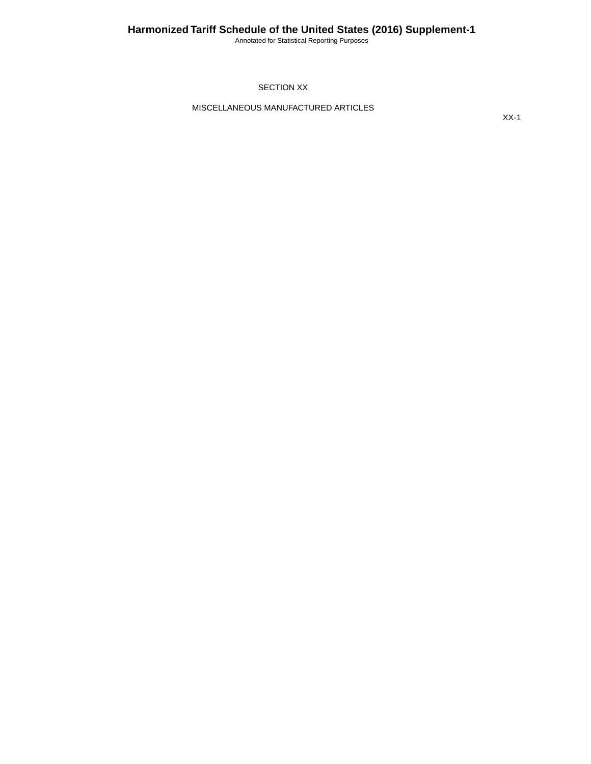# SECTION XX

## MISCELLANEOUS MANUFACTURED ARTICLES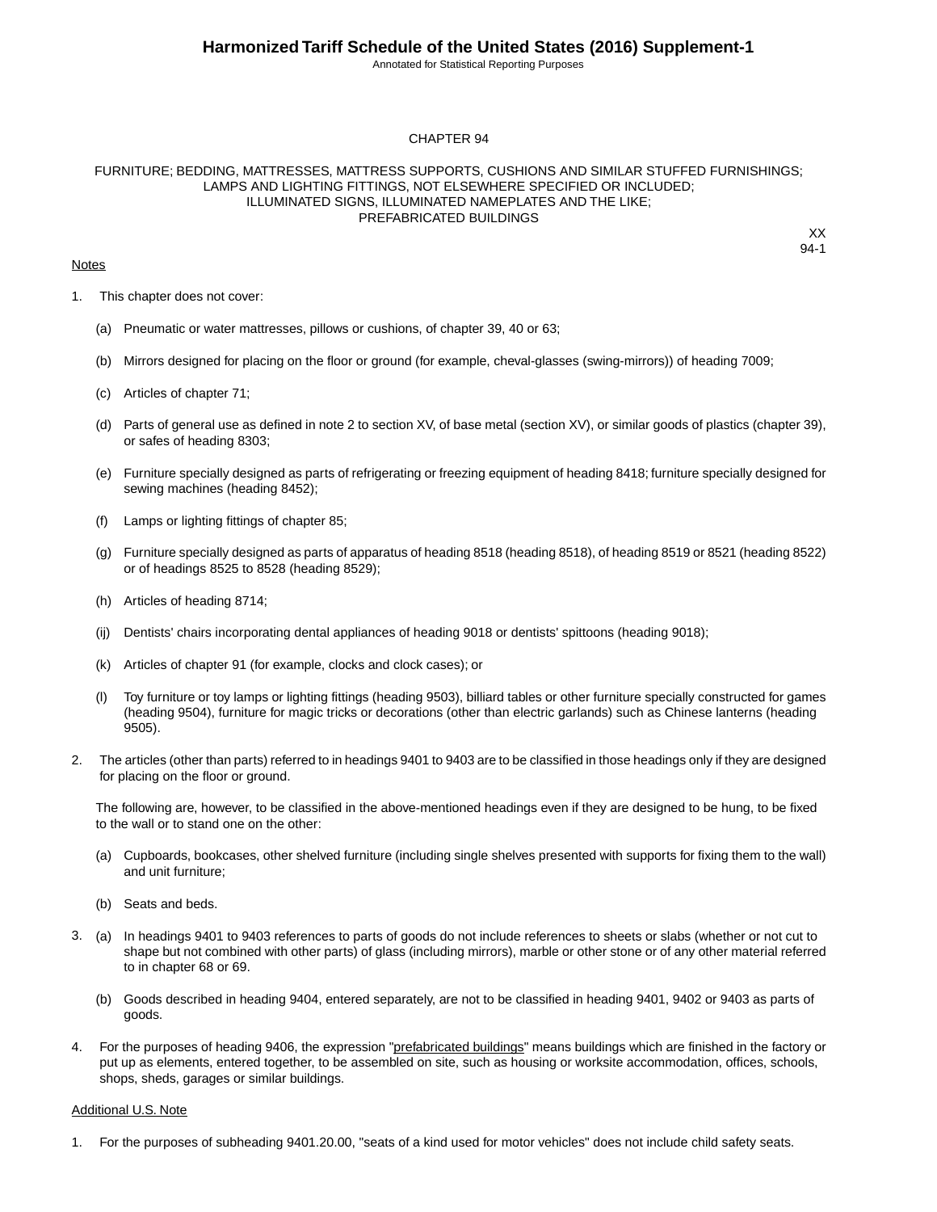# CHAPTER 94

## FURNITURE; BEDDING, MATTRESSES, MATTRESS SUPPORTS, CUSHIONS AND SIMILAR STUFFED FURNISHINGS; LAMPS AND LIGHTING FITTINGS, NOT ELSEWHERE SPECIFIED OR INCLUDED; ILLUMINATED SIGNS, ILLUMINATED NAMEPLATES AND THE LIKE; PREFABRICATED BUILDINGS

XX
94-1

Notes

1. This chapter does not cover:

   (a) Pneumatic or water mattresses, pillows or cushions, of chapter 39, 40 or 63;

   (b) Mirrors designed for placing on the floor or ground (for example, cheval-glasses (swing-mirrors)) of heading 7009;

   (c) Articles of chapter 71;

   (d) Parts of general use as defined in note 2 to section XV, of base metal (section XV), or similar goods of plastics (chapter 39), or safes of heading 8303;

   (e) Furniture specially designed as parts of refrigerating or freezing equipment of heading 8418; furniture specially designed for sewing machines (heading 8452);

   (f) Lamps or lighting fittings of chapter 85;

   (g) Furniture specially designed as parts of apparatus of heading 8518 (heading 8518), of heading 8519 or 8521 (heading 8522) or of headings 8525 to 8528 (heading 8529);

   (h) Articles of heading 8714;

   (ij) Dentists' chairs incorporating dental appliances of heading 9018 or dentists' spittoons (heading 9018);

   (k) Articles of chapter 91 (for example, clocks and clock cases); or

   (l) Toy furniture or toy lamps or lighting fittings (heading 9503), billiard tables or other furniture specially constructed for games (heading 9504), furniture for magic tricks or decorations (other than electric garlands) such as Chinese lanterns (heading 9505).

2. The articles (other than parts) referred to in headings 9401 to 9403 are to be classified in those headings only if they are designed for placing on the floor or ground.

   The following are, however, to be classified in the above-mentioned headings even if they are designed to be hung, to be fixed to the wall or to stand one on the other:

   (a) Cupboards, bookcases, other shelved furniture (including single shelves presented with supports for fixing them to the wall) and unit furniture;

   (b) Seats and beds.

3. (a) In headings 9401 to 9403 references to parts of goods do not include references to sheets or slabs (whether or not cut to shape but not combined with other parts) of glass (including mirrors), marble or other stone or of any other material referred to in chapter 68 or 69.

   (b) Goods described in heading 9404, entered separately, are not to be classified in heading 9401, 9402 or 9403 as parts of goods.

4. For the purposes of heading 9406, the expression "prefabricated buildings" means buildings which are finished in the factory or put up as elements, entered together, to be assembled on site, such as housing or worksite accommodation, offices, schools, shops, sheds, garages or similar buildings.

Additional U.S. Note

1. For the purposes of subheading 9401.20.00, "seats of a kind used for motor vehicles" does not include child safety seats.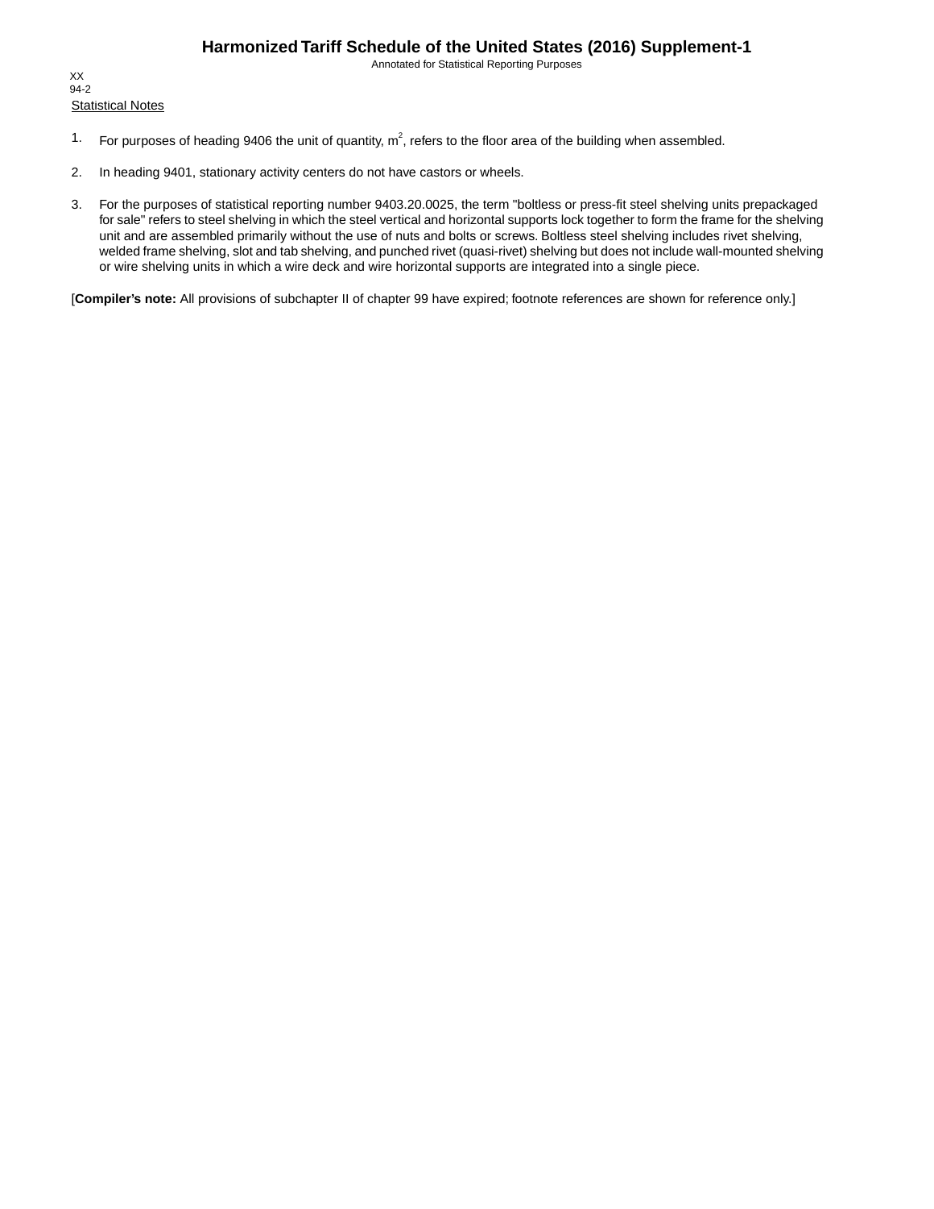Statistical Notes

1. For purposes of heading 9406 the unit of quantity, $m^2$, refers to the floor area of the building when assembled.

2. In heading 9401, stationary activity centers do not have castors or wheels.

3. For the purposes of statistical reporting number 9403.20.0025, the term "boltless or press-fit steel shelving units prepackaged for sale" refers to steel shelving in which the steel vertical and horizontal supports lock together to form the frame for the shelving unit and are assembled primarily without the use of nuts and bolts or screws. Boltless steel shelving includes rivet shelving, welded frame shelving, slot and tab shelving, and punched rivet (quasi-rivet) shelving but does not include wall-mounted shelving or wire shelving units in which a wire deck and wire horizontal supports are integrated into a single piece.

[**Compiler's note:** All provisions of subchapter II of chapter 99 have expired; footnote references are shown for reference only.]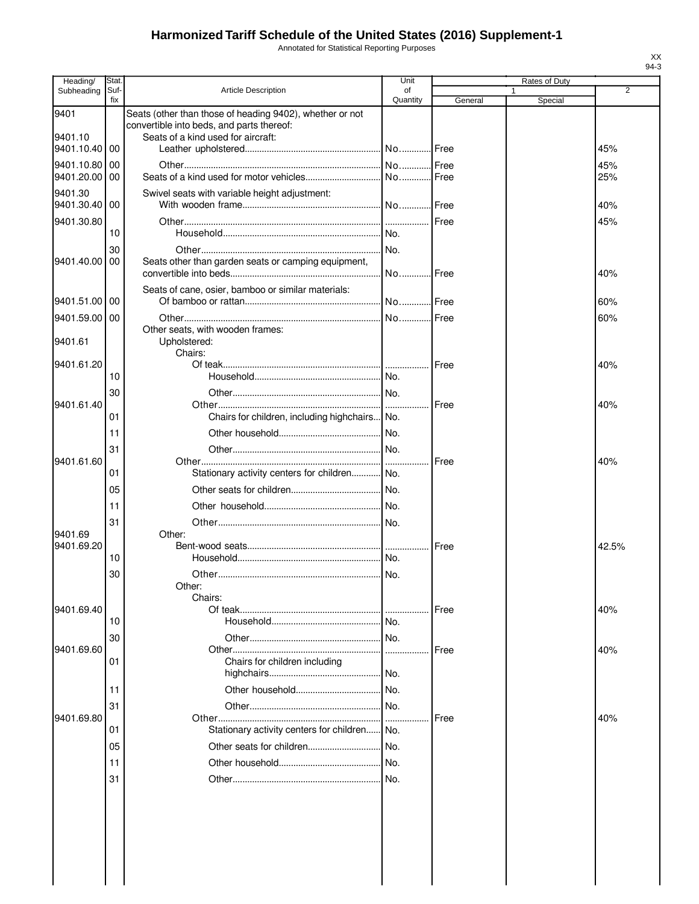# Harmonized Tariff Schedule of the United States (2016) Supplement-1

Annotated for Statistical Reporting Purposes

XX
94-3

| Heading/ Subheading | Stat. Suf-fix | Article Description | Unit of Quantity | Rates of Duty 1 General | Special | 2 |
|---|---|---|---|---|---|---|
| 9401 | | Seats (other than those of heading 9402), whether or not convertible into beds, and parts thereof: | | | | |
| 9401.10 | | Seats of a kind used for aircraft: | | | | |
| 9401.10.40 | 00 | Leather upholstered | No. | Free | | 45% |
| 9401.10.80 | 00 | Other | No. | Free | | 45% |
| 9401.20.00 | 00 | Seats of a kind used for motor vehicles | No. | Free | | 25% |
| 9401.30 | | Swivel seats with variable height adjustment: | | | | |
| 9401.30.40 | 00 | With wooden frame | No. | Free | | 40% |
| 9401.30.80 | | Other | | Free | | 45% |
| | 10 | Household | No. | | | |
| | 30 | Other | No. | | | |
| 9401.40.00 | 00 | Seats other than garden seats or camping equipment, convertible into beds | No. | Free | | 40% |
| | | Seats of cane, osier, bamboo or similar materials: | | | | |
| 9401.51.00 | 00 | Of bamboo or rattan | No. | Free | | 60% |
| 9401.59.00 | 00 | Other | No. | Free | | 60% |
| | | Other seats, with wooden frames: | | | | |
| 9401.61 | | Upholstered: | | | | |
| | | Chairs: | | | | |
| 9401.61.20 | | Of teak | | Free | | 40% |
| | 10 | Household | No. | | | |
| | 30 | Other | No. | | | |
| 9401.61.40 | | Other | | Free | | 40% |
| | 01 | Chairs for children, including highchairs | No. | | | |
| | 11 | Other household | No. | | | |
| | 31 | Other | No. | | | |
| 9401.61.60 | | Other | | Free | | 40% |
| | 01 | Stationary activity centers for children | No. | | | |
| | 05 | Other seats for children | No. | | | |
| | 11 | Other household | No. | | | |
| | 31 | Other | No. | | | |
| 9401.69 | | Other: | | | | |
| 9401.69.20 | | Bent-wood seats | | Free | | 42.5% |
| | 10 | Household | No. | | | |
| | 30 | Other | No. | | | |
| | | Other: | | | | |
| | | Chairs: | | | | |
| 9401.69.40 | | Of teak | | Free | | 40% |
| | 10 | Household | No. | | | |
| | 30 | Other | No. | | | |
| 9401.69.60 | | Other | | Free | | 40% |
| | 01 | Chairs for children including highchairs | No. | | | |
| | 11 | Other household | No. | | | |
| | 31 | Other | No. | | | |
| 9401.69.80 | | Other | | Free | | 40% |
| | 01 | Stationary activity centers for children | No. | | | |
| | 05 | Other seats for children | No. | | | |
| | 11 | Other household | No. | | | |
| | 31 | Other | No. | | | |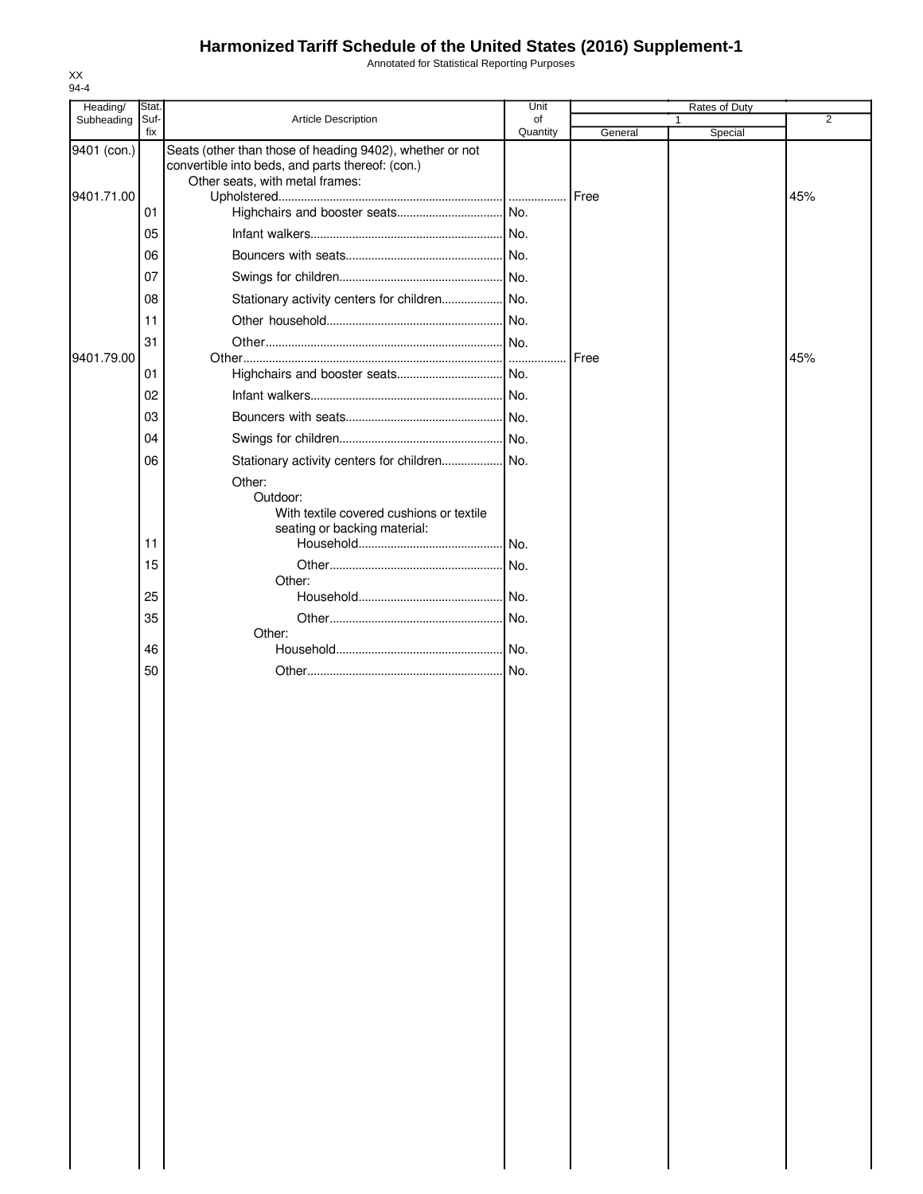# Harmonized Tariff Schedule of the United States (2016) Supplement-1

Annotated for Statistical Reporting Purposes

XX
94-4

| Heading/ Subheading | Stat. Suf- fix | Article Description | Unit of Quantity | Rates of Duty 1 General | Special | 2 |
|---|---|---|---|---|---|---|
| 9401 (con.) | | Seats (other than those of heading 9402), whether or not convertible into beds, and parts thereof: (con.) | | | | |
| | | Other seats, with metal frames: | | | | |
| 9401.71.00 | | Upholstered | | Free | | 45% |
| | 01 | Highchairs and booster seats | No. | | | |
| | 05 | Infant walkers | No. | | | |
| | 06 | Bouncers with seats | No. | | | |
| | 07 | Swings for children | No. | | | |
| | 08 | Stationary activity centers for children | No. | | | |
| | 11 | Other household | No. | | | |
| | 31 | Other | No. | | | |
| 9401.79.00 | | Other | | Free | | 45% |
| | 01 | Highchairs and booster seats | No. | | | |
| | 02 | Infant walkers | No. | | | |
| | 03 | Bouncers with seats | No. | | | |
| | 04 | Swings for children | No. | | | |
| | 06 | Stationary activity centers for children | No. | | | |
| | | Other: | | | | |
| | | Outdoor: | | | | |
| | | With textile covered cushions or textile seating or backing material: | | | | |
| | 11 | Household | No. | | | |
| | 15 | Other | No. | | | |
| | | Other: | | | | |
| | 25 | Household | No. | | | |
| | 35 | Other | No. | | | |
| | | Other: | | | | |
| | 46 | Household | No. | | | |
| | 50 | Other | No. | | | |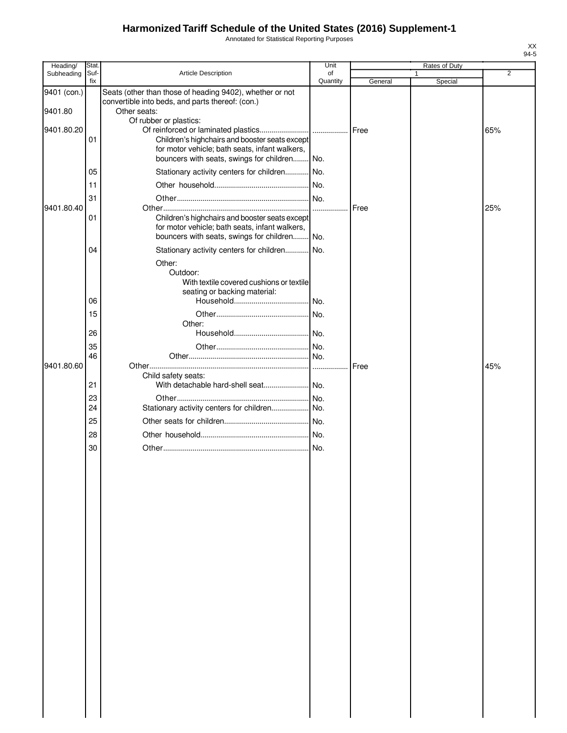# Harmonized Tariff Schedule of the United States (2016) Supplement-1

Annotated for Statistical Reporting Purposes

XX
94-5

| Heading/ Subheading | Stat. Suf-fix | Article Description | Unit of Quantity | Rates of Duty 1 General | Special | 2 |
|---|---|---|---|---|---|---|
| 9401 (con.) | | Seats (other than those of heading 9402), whether or not convertible into beds, and parts thereof: (con.) | | | | |
| 9401.80 | | Other seats: | | | | |
| | | Of rubber or plastics: | | | | |
| 9401.80.20 | | Of reinforced or laminated plastics | | Free | | 65% |
| | 01 | Children's highchairs and booster seats except for motor vehicle; bath seats, infant walkers, bouncers with seats, swings for children | No. | | | |
| | 05 | Stationary activity centers for children | No. | | | |
| | 11 | Other household | No. | | | |
| | 31 | Other | No. | | | |
| 9401.80.40 | | Other | | Free | | 25% |
| | 01 | Children's highchairs and booster seats except for motor vehicle; bath seats, infant walkers, bouncers with seats, swings for children | No. | | | |
| | 04 | Stationary activity centers for children | No. | | | |
| | | Other: | | | | |
| | | Outdoor: | | | | |
| | | With textile covered cushions or textile seating or backing material: | | | | |
| | 06 | Household | No. | | | |
| | 15 | Other | No. | | | |
| | | Other: | | | | |
| | 26 | Household | No. | | | |
| | 35 | Other | No. | | | |
| | 46 | Other | No. | | | |
| 9401.80.60 | | Other | | Free | | 45% |
| | | Child safety seats: | | | | |
| | 21 | With detachable hard-shell seat | No. | | | |
| | 23 | Other | No. | | | |
| | 24 | Stationary activity centers for children | No. | | | |
| | 25 | Other seats for children | No. | | | |
| | 28 | Other household | No. | | | |
| | 30 | Other | No. | | | |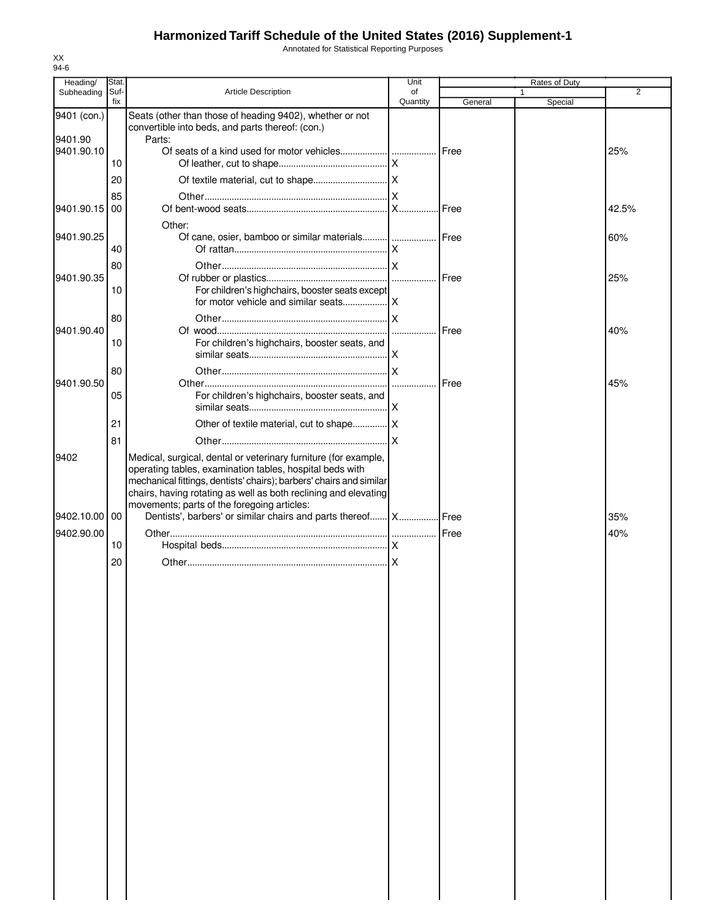# Harmonized Tariff Schedule of the United States (2016) Supplement-1

Annotated for Statistical Reporting Purposes

XX
94-6

| Heading/ Subheading | Stat. Suf- fix | Article Description | Unit of Quantity | Rates of Duty 1 General | Special | 2 |
|---|---|---|---|---|---|---|
| 9401 (con.) | | Seats (other than those of heading 9402), whether or not convertible into beds, and parts thereof: (con.) | | | | |
| 9401.90 | | Parts: | | | | |
| 9401.90.10 | | Of seats of a kind used for motor vehicles.................. | | Free | | 25% |
| | 10 | Of leather, cut to shape........................................... | X | | | |
| | 20 | Of textile material, cut to shape............................. | X | | | |
| | 85 | Other......................................................................... | X | | | |
| 9401.90.15 | 00 | Of bent-wood seats........................................................ | X | Free | | 42.5% |
| | | Other: | | | | |
| 9401.90.25 | | Of cane, osier, bamboo or similar materials.......... | | Free | | 60% |
| | 40 | Of rattan............................................................ | X | | | |
| | 80 | Other.................................................................. | X | | | |
| 9401.90.35 | | Of rubber or plastics................................................ | | Free | | 25% |
| | 10 | For children's highchairs, booster seats except for motor vehicle and similar seats.................. | X | | | |
| | 80 | Other.................................................................. | X | | | |
| 9401.90.40 | | Of wood.................................................................... | | Free | | 40% |
| | 10 | For children's highchairs, booster seats, and similar seats....................................................... | X | | | |
| | 80 | Other.................................................................. | X | | | |
| 9401.90.50 | | Other......................................................................... | | Free | | 45% |
| | 05 | For children's highchairs, booster seats, and similar seats....................................................... | X | | | |
| | 21 | Other of textile material, cut to shape.............. | X | | | |
| | 81 | Other.................................................................. | X | | | |
| 9402 | | Medical, surgical, dental or veterinary furniture (for example, operating tables, examination tables, hospital beds with mechanical fittings, dentists' chairs); barbers' chairs and similar chairs, having rotating as well as both reclining and elevating movements; parts of the foregoing articles: | | | | |
| 9402.10.00 | 00 | Dentists', barbers' or similar chairs and parts thereof....... | X | Free | | 35% |
| 9402.90.00 | | Other....................................................................................... | | Free | | 40% |
| | 10 | Hospital beds................................................................. | X | | | |
| | 20 | Other................................................................................ | X | | | |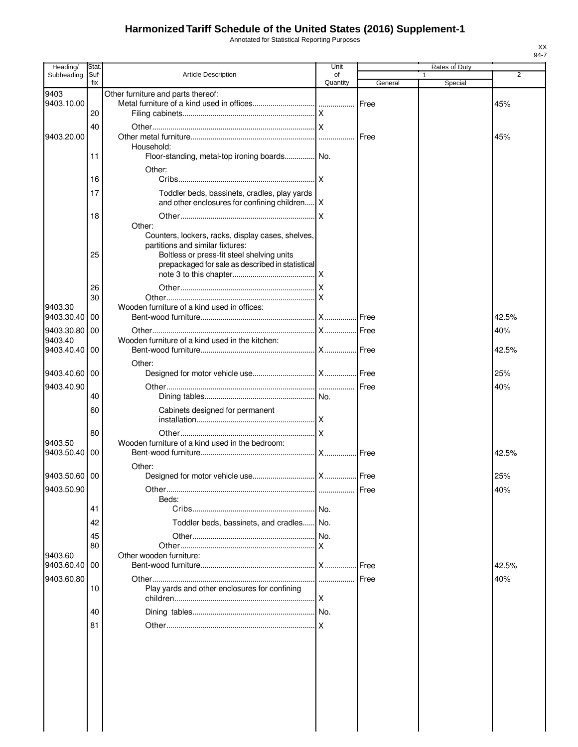# Harmonized Tariff Schedule of the United States (2016) Supplement-1

Annotated for Statistical Reporting Purposes

XX
94-7

| Heading/ Subheading | Stat. Suf-fix | Article Description | Unit of Quantity | Rates of Duty 1 General | Special | 2 |
|---|---|---|---|---|---|---|
| 9403 | | Other furniture and parts thereof: | | | | |
| 9403.10.00 | | Metal furniture of a kind used in offices | | Free | | 45% |
| | 20 | Filing cabinets | X | | | |
| | 40 | Other | X | | | |
| 9403.20.00 | | Other metal furniture | | Free | | 45% |
| | | Household: | | | | |
| | 11 | Floor-standing, metal-top ironing boards | No. | | | |
| | | Other: | | | | |
| | 16 | Cribs | X | | | |
| | 17 | Toddler beds, bassinets, cradles, play yards and other enclosures for confining children | X | | | |
| | 18 | Other | X | | | |
| | | Other: | | | | |
| | | Counters, lockers, racks, display cases, shelves, partitions and similar fixtures: | | | | |
| | 25 | Boltless or press-fit steel shelving units prepackaged for sale as described in statistical note 3 to this chapter | X | | | |
| | 26 | Other | X | | | |
| | 30 | Other | X | | | |
| 9403.30 | | Wooden furniture of a kind used in offices: | | | | |
| 9403.30.40 | 00 | Bent-wood furniture | X | Free | | 42.5% |
| 9403.30.80 | 00 | Other | X | Free | | 40% |
| 9403.40 | | Wooden furniture of a kind used in the kitchen: | | | | |
| 9403.40.40 | 00 | Bent-wood furniture | X | Free | | 42.5% |
| | | Other: | | | | |
| 9403.40.60 | 00 | Designed for motor vehicle use | X | Free | | 25% |
| 9403.40.90 | | Other | | Free | | 40% |
| | 40 | Dining tables | No. | | | |
| | 60 | Cabinets designed for permanent installation | X | | | |
| | 80 | Other | X | | | |
| 9403.50 | | Wooden furniture of a kind used in the bedroom: | | | | |
| 9403.50.40 | 00 | Bent-wood furniture | X | Free | | 42.5% |
| | | Other: | | | | |
| 9403.50.60 | 00 | Designed for motor vehicle use | X | Free | | 25% |
| 9403.50.90 | | Other | | Free | | 40% |
| | | Beds: | | | | |
| | 41 | Cribs | No. | | | |
| | 42 | Toddler beds, bassinets, and cradles | No. | | | |
| | 45 | Other | No. | | | |
| | 80 | Other | X | | | |
| 9403.60 | | Other wooden furniture: | | | | |
| 9403.60.40 | 00 | Bent-wood furniture | X | Free | | 42.5% |
| 9403.60.80 | | Other | | Free | | 40% |
| | 10 | Play yards and other enclosures for confining children | X | | | |
| | 40 | Dining tables | No. | | | |
| | 81 | Other | X | | | |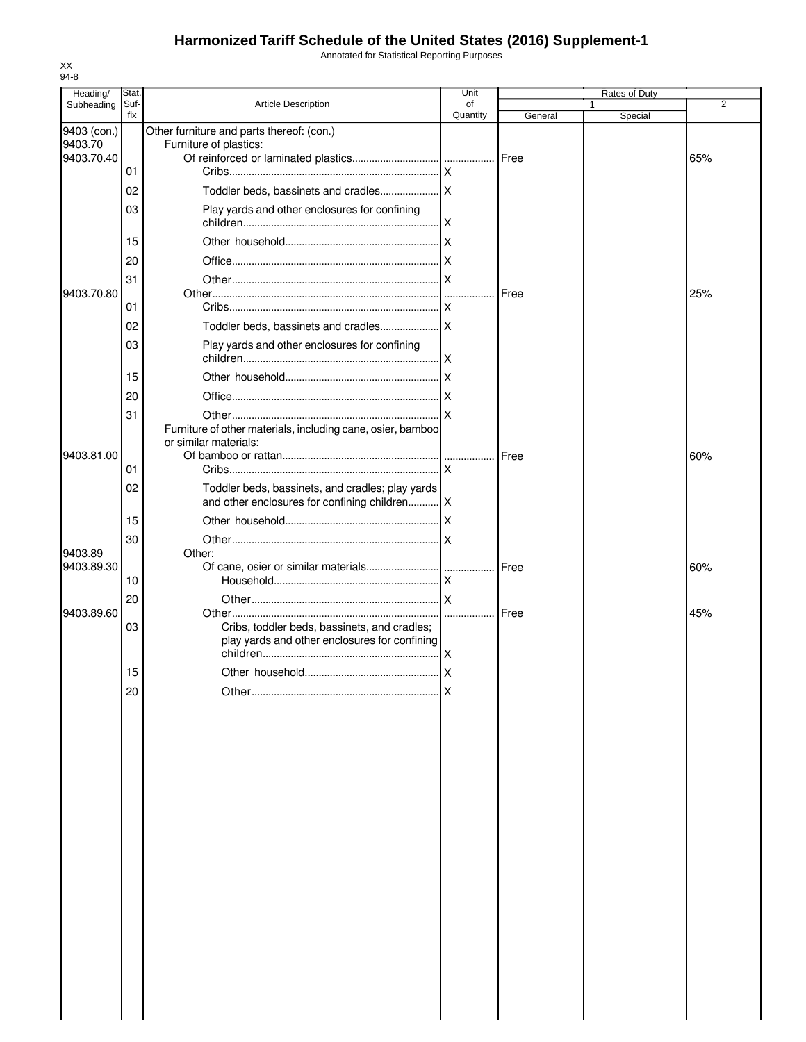# Harmonized Tariff Schedule of the United States (2016) Supplement-1

Annotated for Statistical Reporting Purposes

XX
94-8

| Heading/ Subheading | Stat. Suf- fix | Article Description | Unit of Quantity | Rates of Duty | | |
|---|---|---|---|---|---|---|
| | | | | 1 | | 2 |
| | | | | General | Special | |
| 9403 (con.) | | Other furniture and parts thereof: (con.) | | | | |
| 9403.70 | | Furniture of plastics: | | | | |
| 9403.70.40 | | Of reinforced or laminated plastics | | Free | | 65% |
| | 01 | Cribs | X | | | |
| | 02 | Toddler beds, bassinets and cradles | X | | | |
| | 03 | Play yards and other enclosures for confining children | X | | | |
| | 15 | Other household | X | | | |
| | 20 | Office | X | | | |
| | 31 | Other | X | | | |
| 9403.70.80 | | Other | | Free | | 25% |
| | 01 | Cribs | X | | | |
| | 02 | Toddler beds, bassinets and cradles | X | | | |
| | 03 | Play yards and other enclosures for confining children | X | | | |
| | 15 | Other household | X | | | |
| | 20 | Office | X | | | |
| | 31 | Other | X | | | |
| | | Furniture of other materials, including cane, osier, bamboo or similar materials: | | | | |
| 9403.81.00 | | Of bamboo or rattan | | Free | | 60% |
| | 01 | Cribs | X | | | |
| | 02 | Toddler beds, bassinets, and cradles; play yards and other enclosures for confining children | X | | | |
| | 15 | Other household | X | | | |
| | 30 | Other | X | | | |
| 9403.89 | | Other: | | | | |
| 9403.89.30 | | Of cane, osier or similar materials | | Free | | 60% |
| | 10 | Household | X | | | |
| | 20 | Other | X | | | |
| 9403.89.60 | | Other | | Free | | 45% |
| | 03 | Cribs, toddler beds, bassinets, and cradles; play yards and other enclosures for confining children | X | | | |
| | 15 | Other household | X | | | |
| | 20 | Other | X | | | |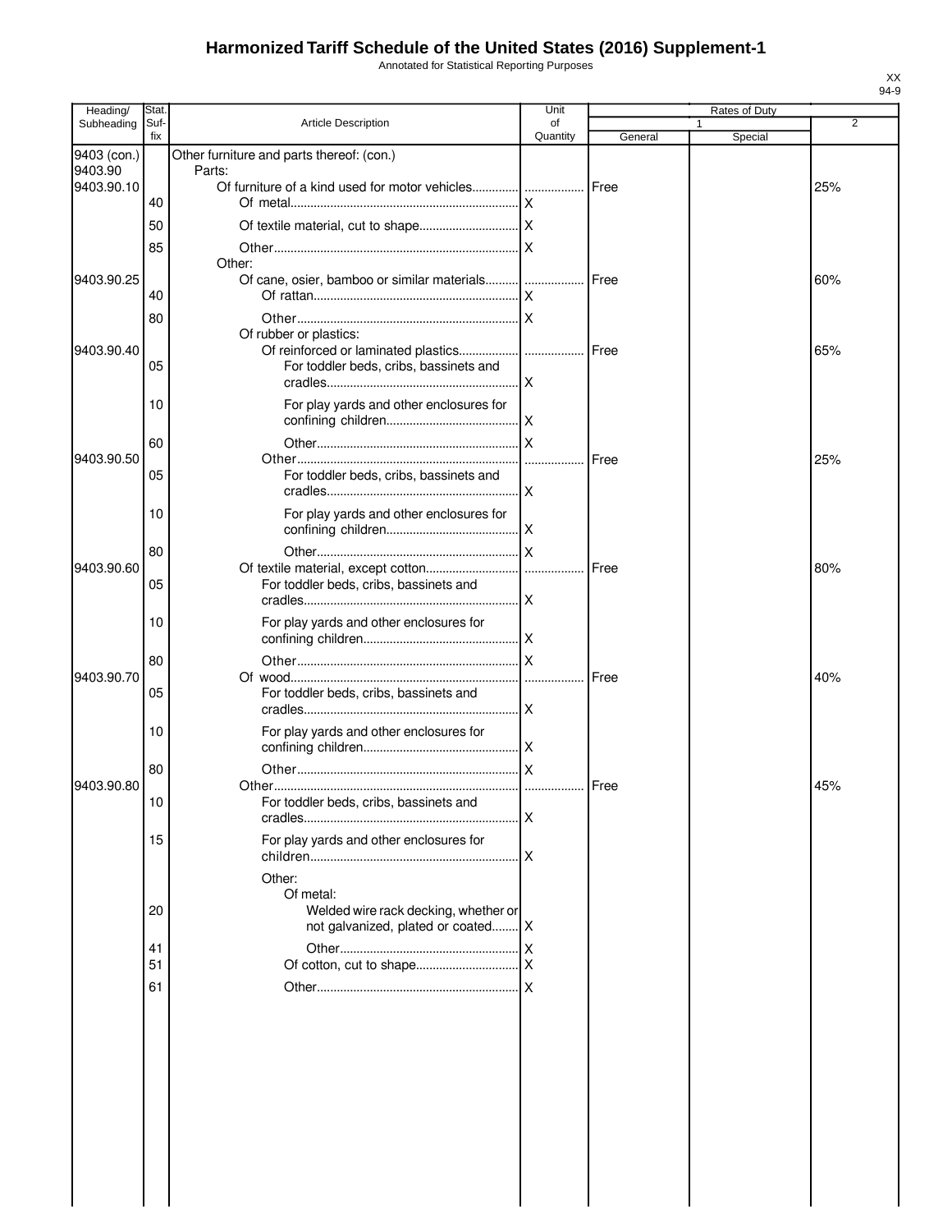# Harmonized Tariff Schedule of the United States (2016) Supplement-1

Annotated for Statistical Reporting Purposes

XX
94-9

| Heading/ Subheading | Stat. Suf- fix | Article Description | Unit of Quantity | Rates of Duty 1 General | Special | 2 |
|---|---|---|---|---|---|---|
| 9403 (con.) | | Other furniture and parts thereof: (con.) | | | | |
| 9403.90 | | Parts: | | | | |
| 9403.90.10 | | Of furniture of a kind used for motor vehicles | | Free | | 25% |
| | 40 | Of metal | X | | | |
| | 50 | Of textile material, cut to shape | X | | | |
| | 85 | Other | X | | | |
| | | Other: | | | | |
| 9403.90.25 | | Of cane, osier, bamboo or similar materials | | Free | | 60% |
| | 40 | Of rattan | X | | | |
| | 80 | Other | X | | | |
| | | Of rubber or plastics: | | | | |
| 9403.90.40 | | Of reinforced or laminated plastics | | Free | | 65% |
| | 05 | For toddler beds, cribs, bassinets and cradles | X | | | |
| | 10 | For play yards and other enclosures for confining children | X | | | |
| | 60 | Other | X | | | |
| 9403.90.50 | | Other | | Free | | 25% |
| | 05 | For toddler beds, cribs, bassinets and cradles | X | | | |
| | 10 | For play yards and other enclosures for confining children | X | | | |
| | 80 | Other | X | | | |
| 9403.90.60 | | Of textile material, except cotton | | Free | | 80% |
| | 05 | For toddler beds, cribs, bassinets and cradles | X | | | |
| | 10 | For play yards and other enclosures for confining children | X | | | |
| | 80 | Other | X | | | |
| 9403.90.70 | | Of wood | | Free | | 40% |
| | 05 | For toddler beds, cribs, bassinets and cradles | X | | | |
| | 10 | For play yards and other enclosures for confining children | X | | | |
| | 80 | Other | X | | | |
| 9403.90.80 | | Other | | Free | | 45% |
| | 10 | For toddler beds, cribs, bassinets and cradles | X | | | |
| | 15 | For play yards and other enclosures for children | X | | | |
| | | Other: | | | | |
| | | Of metal: | | | | |
| | 20 | Welded wire rack decking, whether or not galvanized, plated or coated | X | | | |
| | 41 | Other | X | | | |
| | 51 | Of cotton, cut to shape | X | | | |
| | 61 | Other | X | | | |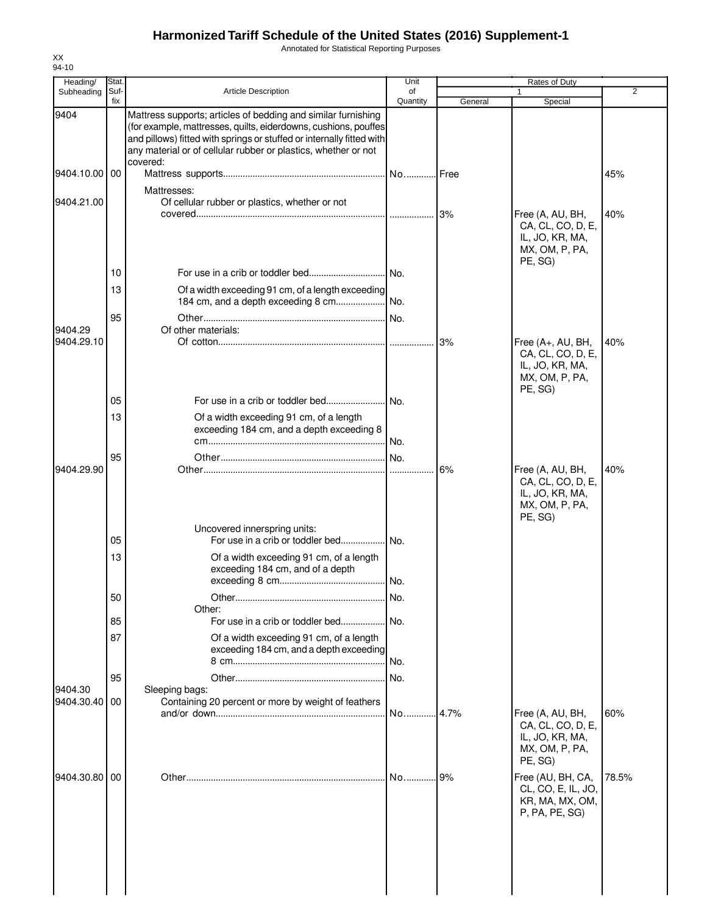# Harmonized Tariff Schedule of the United States (2016) Supplement-1

Annotated for Statistical Reporting Purposes

XX
94-10

| Heading/ Subheading | Stat. Suf- fix | Article Description | Unit of Quantity | Rates of Duty 1 General | Special | 2 |
|---|---|---|---|---|---|---|
| 9404 | | Mattress supports; articles of bedding and similar furnishing (for example, mattresses, quilts, eiderdowns, cushions, pouffes and pillows) fitted with springs or stuffed or internally fitted with any material or of cellular rubber or plastics, whether or not covered: | | | | |
| 9404.10.00 | 00 | Mattress supports | No. | Free | | 45% |
| | | Mattresses: | | | | |
| 9404.21.00 | | Of cellular rubber or plastics, whether or not covered | | 3% | Free (A, AU, BH, CA, CL, CO, D, E, IL, JO, KR, MA, MX, OM, P, PA, PE, SG) | 40% |
| | 10 | For use in a crib or toddler bed | No. | | | |
| | 13 | Of a width exceeding 91 cm, of a length exceeding 184 cm, and a depth exceeding 8 cm | No. | | | |
| | 95 | Other | No. | | | |
| 9404.29 | | Of other materials: | | | | |
| 9404.29.10 | | Of cotton | | 3% | Free (A+, AU, BH, CA, CL, CO, D, E, IL, JO, KR, MA, MX, OM, P, PA, PE, SG) | 40% |
| | 05 | For use in a crib or toddler bed | No. | | | |
| | 13 | Of a width exceeding 91 cm, of a length exceeding 184 cm, and a depth exceeding 8 cm | No. | | | |
| | 95 | Other | No. | | | |
| 9404.29.90 | | Other | | 6% | Free (A, AU, BH, CA, CL, CO, D, E, IL, JO, KR, MA, MX, OM, P, PA, PE, SG) | 40% |
| | | Uncovered innerspring units: | | | | |
| | 05 | For use in a crib or toddler bed | No. | | | |
| | 13 | Of a width exceeding 91 cm, of a length exceeding 184 cm, and of a depth exceeding 8 cm | No. | | | |
| | 50 | Other | No. | | | |
| | | Other: | | | | |
| | 85 | For use in a crib or toddler bed | No. | | | |
| | 87 | Of a width exceeding 91 cm, of a length exceeding 184 cm, and a depth exceeding 8 cm | No. | | | |
| | 95 | Other | No. | | | |
| 9404.30 | | Sleeping bags: | | | | |
| 9404.30.40 | 00 | Containing 20 percent or more by weight of feathers and/or down | No. | 4.7% | Free (A, AU, BH, CA, CL, CO, D, E, IL, JO, KR, MA, MX, OM, P, PA, PE, SG) | 60% |
| 9404.30.80 | 00 | Other | No. | 9% | Free (AU, BH, CA, CL, CO, E, IL, JO, KR, MA, MX, OM, P, PA, PE, SG) | 78.5% |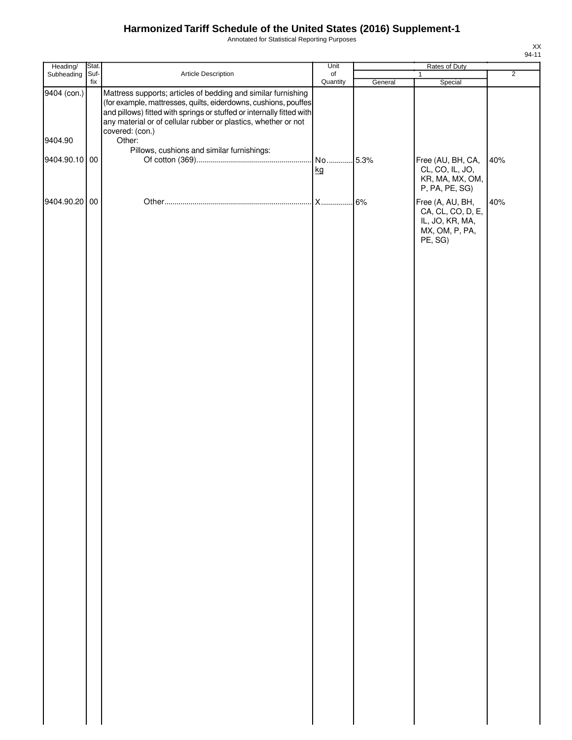# Harmonized Tariff Schedule of the United States (2016) Supplement-1

Annotated for Statistical Reporting Purposes

XX
94-11

| Heading/ Subheading | Stat. Suf- fix | Article Description | Unit of Quantity | Rates of Duty 1 General | Special | 2 |
|---|---|---|---|---|---|---|
| 9404 (con.) | | Mattress supports; articles of bedding and similar furnishing (for example, mattresses, quilts, eiderdowns, cushions, pouffes and pillows) fitted with springs or stuffed or internally fitted with any material or of cellular rubber or plastics, whether or not covered: (con.) | | | | |
| 9404.90 | | Other: | | | | |
| | | Pillows, cushions and similar furnishings: | | | | |
| 9404.90.10 | 00 | Of cotton (369) | No. kg | 5.3% | Free (AU, BH, CA, CL, CO, IL, JO, KR, MA, MX, OM, P, PA, PE, SG) | 40% |
| 9404.90.20 | 00 | Other | X | 6% | Free (A, AU, BH, CA, CL, CO, D, E, IL, JO, KR, MA, MX, OM, P, PA, PE, SG) | 40% |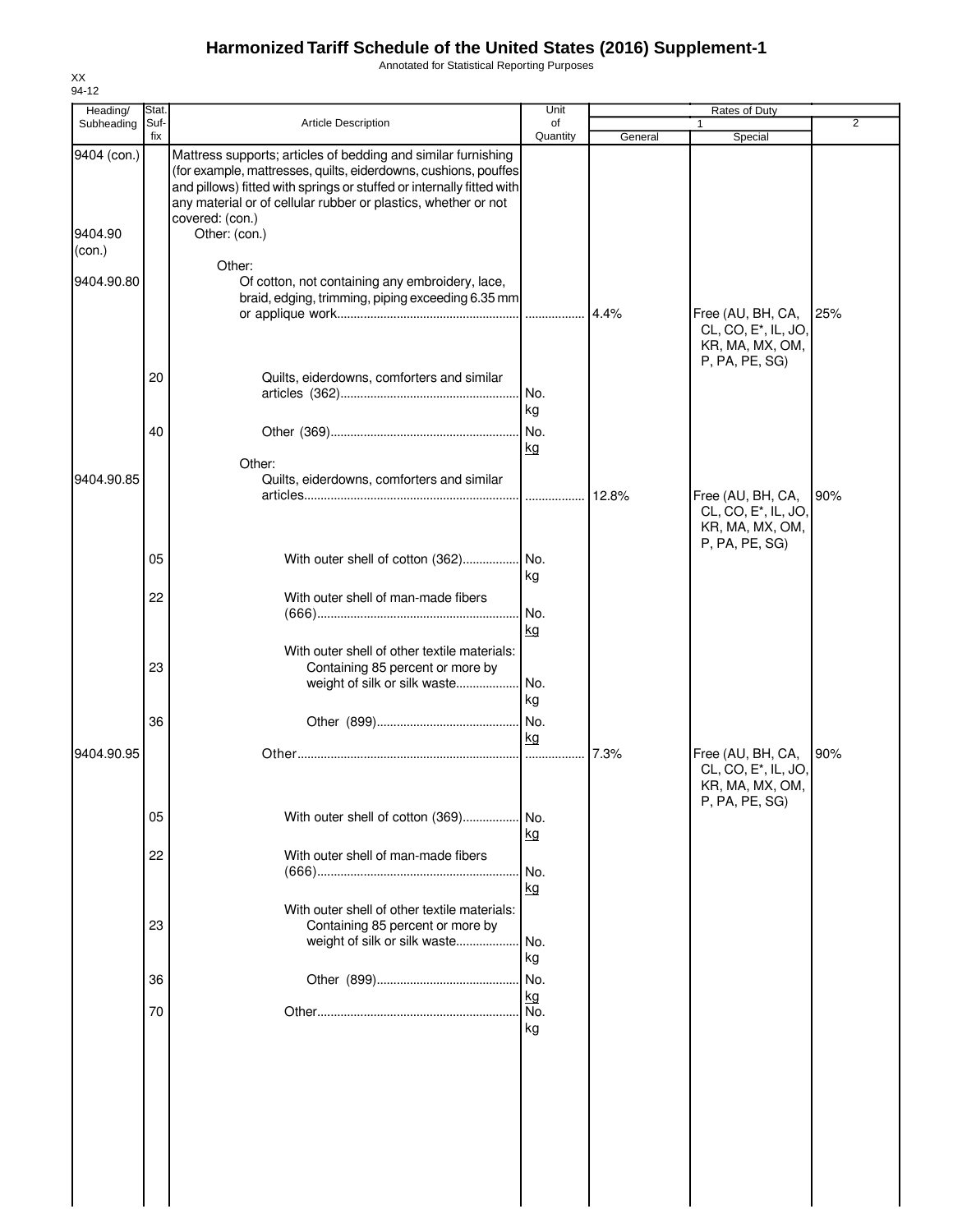# Harmonized Tariff Schedule of the United States (2016) Supplement-1

Annotated for Statistical Reporting Purposes

XX
94-12

| Heading/ Subheading | Stat. Suf-fix | Article Description | Unit of Quantity | Rates of Duty | | |
|---|---|---|---|---|---|---|
| | | | | 1 | | 2 |
| | | | | General | Special | |
| 9404 (con.) | | Mattress supports; articles of bedding and similar furnishing (for example, mattresses, quilts, eiderdowns, cushions, pouffes and pillows) fitted with springs or stuffed or internally fitted with any material or of cellular rubber or plastics, whether or not covered: (con.) | | | | |
| 9404.90 (con.) | | Other: (con.) | | | | |
| | | Other: | | | | |
| 9404.90.80 | | Of cotton, not containing any embroidery, lace, braid, edging, trimming, piping exceeding 6.35 mm or applique work | | 4.4% | Free (AU, BH, CA, CL, CO, E*, IL, JO, KR, MA, MX, OM, P, PA, PE, SG) | 25% |
| | 20 | Quilts, eiderdowns, comforters and similar articles (362) | No. kg | | | |
| | 40 | Other (369) | No. kg | | | |
| | | Other: | | | | |
| 9404.90.85 | | Quilts, eiderdowns, comforters and similar articles | | 12.8% | Free (AU, BH, CA, CL, CO, E*, IL, JO, KR, MA, MX, OM, P, PA, PE, SG) | 90% |
| | 05 | With outer shell of cotton (362) | No. kg | | | |
| | 22 | With outer shell of man-made fibers (666) | No. kg | | | |
| | | With outer shell of other textile materials: | | | | |
| | 23 | Containing 85 percent or more by weight of silk or silk waste | No. kg | | | |
| | 36 | Other (899) | No. kg | | | |
| 9404.90.95 | | Other | | 7.3% | Free (AU, BH, CA, CL, CO, E*, IL, JO, KR, MA, MX, OM, P, PA, PE, SG) | 90% |
| | 05 | With outer shell of cotton (369) | No. kg | | | |
| | 22 | With outer shell of man-made fibers (666) | No. kg | | | |
| | | With outer shell of other textile materials: | | | | |
| | 23 | Containing 85 percent or more by weight of silk or silk waste | No. kg | | | |
| | 36 | Other (899) | No. kg | | | |
| | 70 | Other | No. kg | | | |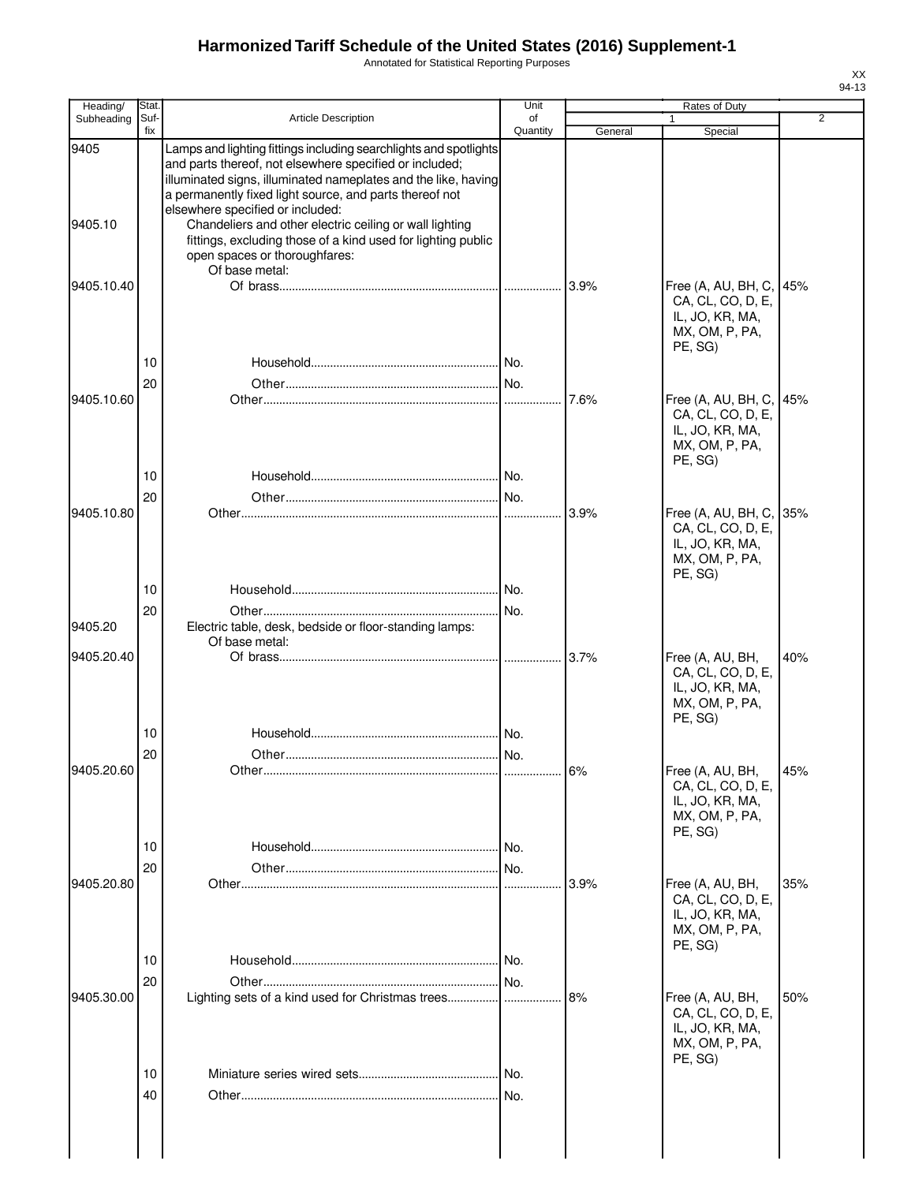# Harmonized Tariff Schedule of the United States (2016) Supplement-1

Annotated for Statistical Reporting Purposes

XX
94-13

| Heading/ Subheading | Stat. Suf- fix | Article Description | Unit of Quantity | Rates of Duty 1 General | Special | 2 |
|---|---|---|---|---|---|---|
| 9405 | | Lamps and lighting fittings including searchlights and spotlights and parts thereof, not elsewhere specified or included; illuminated signs, illuminated nameplates and the like, having a permanently fixed light source, and parts thereof not elsewhere specified or included: | | | | |
| 9405.10 | | Chandeliers and other electric ceiling or wall lighting fittings, excluding those of a kind used for lighting public open spaces or thoroughfares: | | | | |
| | | Of base metal: | | | | |
| 9405.10.40 | | Of brass | | 3.9% | Free (A, AU, BH, C, CA, CL, CO, D, E, IL, JO, KR, MA, MX, OM, P, PA, PE, SG) | 45% |
| | 10 | Household | No. | | | |
| | 20 | Other | No. | | | |
| 9405.10.60 | | Other | | 7.6% | Free (A, AU, BH, C, CA, CL, CO, D, E, IL, JO, KR, MA, MX, OM, P, PA, PE, SG) | 45% |
| | 10 | Household | No. | | | |
| | 20 | Other | No. | | | |
| 9405.10.80 | | Other | | 3.9% | Free (A, AU, BH, C, CA, CL, CO, D, E, IL, JO, KR, MA, MX, OM, P, PA, PE, SG) | 35% |
| | 10 | Household | No. | | | |
| | 20 | Other | No. | | | |
| 9405.20 | | Electric table, desk, bedside or floor-standing lamps: | | | | |
| | | Of base metal: | | | | |
| 9405.20.40 | | Of brass | | 3.7% | Free (A, AU, BH, CA, CL, CO, D, E, IL, JO, KR, MA, MX, OM, P, PA, PE, SG) | 40% |
| | 10 | Household | No. | | | |
| | 20 | Other | No. | | | |
| 9405.20.60 | | Other | | 6% | Free (A, AU, BH, CA, CL, CO, D, E, IL, JO, KR, MA, MX, OM, P, PA, PE, SG) | 45% |
| | 10 | Household | No. | | | |
| | 20 | Other | No. | | | |
| 9405.20.80 | | Other | | 3.9% | Free (A, AU, BH, CA, CL, CO, D, E, IL, JO, KR, MA, MX, OM, P, PA, PE, SG) | 35% |
| | 10 | Household | No. | | | |
| | 20 | Other | No. | | | |
| 9405.30.00 | | Lighting sets of a kind used for Christmas trees | | 8% | Free (A, AU, BH, CA, CL, CO, D, E, IL, JO, KR, MA, MX, OM, P, PA, PE, SG) | 50% |
| | 10 | Miniature series wired sets | No. | | | |
| | 40 | Other | No. | | | |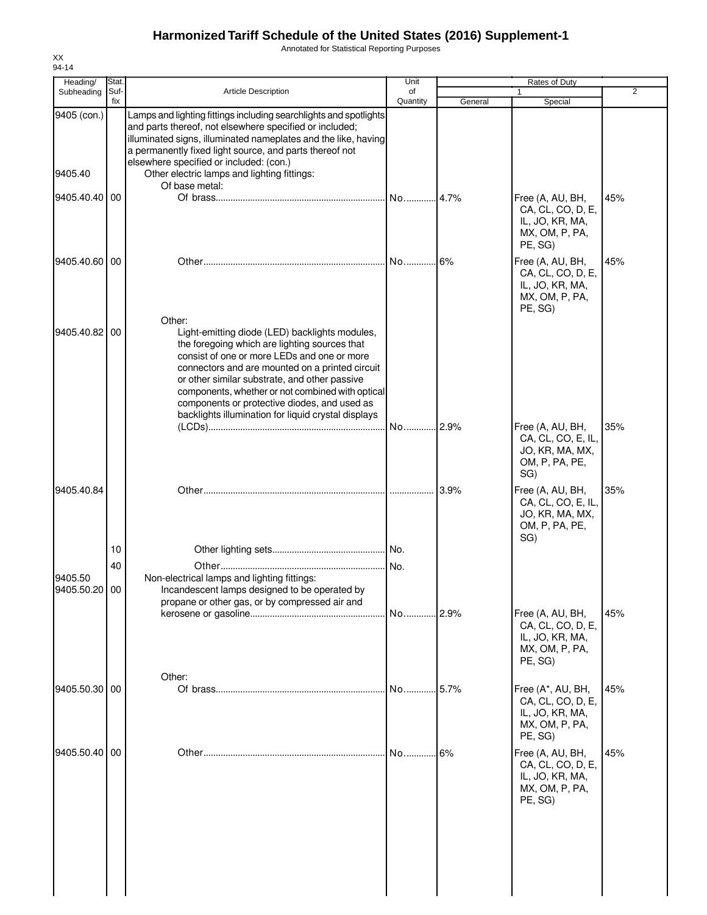# Harmonized Tariff Schedule of the United States (2016) Supplement-1

Annotated for Statistical Reporting Purposes

XX
94-14

| Heading/ Subheading | Stat. Suf-fix | Article Description | Unit of Quantity | Rates of Duty 1 General | Special | 2 |
|---|---|---|---|---|---|---|
| 9405 (con.) | | Lamps and lighting fittings including searchlights and spotlights and parts thereof, not elsewhere specified or included; illuminated signs, illuminated nameplates and the like, having a permanently fixed light source, and parts thereof not elsewhere specified or included: (con.) | | | | |
| 9405.40 | | Other electric lamps and lighting fittings: | | | | |
| | | Of base metal: | | | | |
| 9405.40.40 | 00 | Of brass | No. | 4.7% | Free (A, AU, BH, CA, CL, CO, D, E, IL, JO, KR, MA, MX, OM, P, PA, PE, SG) | 45% |
| 9405.40.60 | 00 | Other | No. | 6% | Free (A, AU, BH, CA, CL, CO, D, E, IL, JO, KR, MA, MX, OM, P, PA, PE, SG) | 45% |
| | | Other: | | | | |
| 9405.40.82 | 00 | Light-emitting diode (LED) backlights modules, the foregoing which are lighting sources that consist of one or more LEDs and one or more connectors and are mounted on a printed circuit or other similar substrate, and other passive components, whether or not combined with optical components or protective diodes, and used as backlights illumination for liquid crystal displays (LCDs) | No. | 2.9% | Free (A, AU, BH, CA, CL, CO, E, IL, JO, KR, MA, MX, OM, P, PA, PE, SG) | 35% |
| 9405.40.84 | | Other | | 3.9% | Free (A, AU, BH, CA, CL, CO, E, IL, JO, KR, MA, MX, OM, P, PA, PE, SG) | 35% |
| | 10 | Other lighting sets | No. | | | |
| | 40 | Other | No. | | | |
| 9405.50 | | Non-electrical lamps and lighting fittings: | | | | |
| 9405.50.20 | 00 | Incandescent lamps designed to be operated by propane or other gas, or by compressed air and kerosene or gasoline | No. | 2.9% | Free (A, AU, BH, CA, CL, CO, D, E, IL, JO, KR, MA, MX, OM, P, PA, PE, SG) | 45% |
| | | Other: | | | | |
| 9405.50.30 | 00 | Of brass | No. | 5.7% | Free (A*, AU, BH, CA, CL, CO, D, E, IL, JO, KR, MA, MX, OM, P, PA, PE, SG) | 45% |
| 9405.50.40 | 00 | Other | No. | 6% | Free (A, AU, BH, CA, CL, CO, D, E, IL, JO, KR, MA, MX, OM, P, PA, PE, SG) | 45% |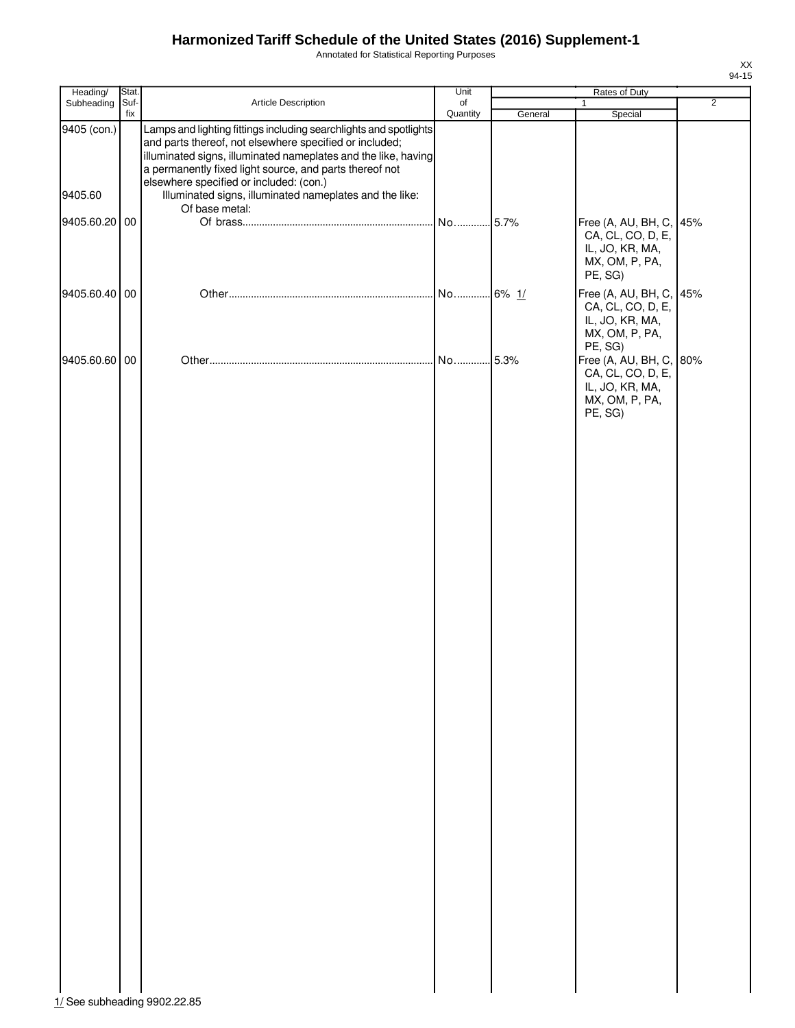# Harmonized Tariff Schedule of the United States (2016) Supplement-1

Annotated for Statistical Reporting Purposes

| Heading/ Subheading | Stat. Suf- fix | Article Description | Unit of Quantity | Rates of Duty 1 General | Special | 2 |
|---|---|---|---|---|---|---|
| 9405 (con.) | | Lamps and lighting fittings including searchlights and spotlights and parts thereof, not elsewhere specified or included; illuminated signs, illuminated nameplates and the like, having a permanently fixed light source, and parts thereof not elsewhere specified or included: (con.) | | | | |
| 9405.60 | | Illuminated signs, illuminated nameplates and the like: | | | | |
| | | Of base metal: | | | | |
| 9405.60.20 | 00 | Of brass | No. | 5.7% | Free (A, AU, BH, C, CA, CL, CO, D, E, IL, JO, KR, MA, MX, OM, P, PA, PE, SG) | 45% |
| 9405.60.40 | 00 | Other | No. | 6% 1/ | Free (A, AU, BH, C, CA, CL, CO, D, E, IL, JO, KR, MA, MX, OM, P, PA, PE, SG) | 45% |
| 9405.60.60 | 00 | Other | No. | 5.3% | Free (A, AU, BH, C, CA, CL, CO, D, E, IL, JO, KR, MA, MX, OM, P, PA, PE, SG) | 80% |

1/ See subheading 9902.22.85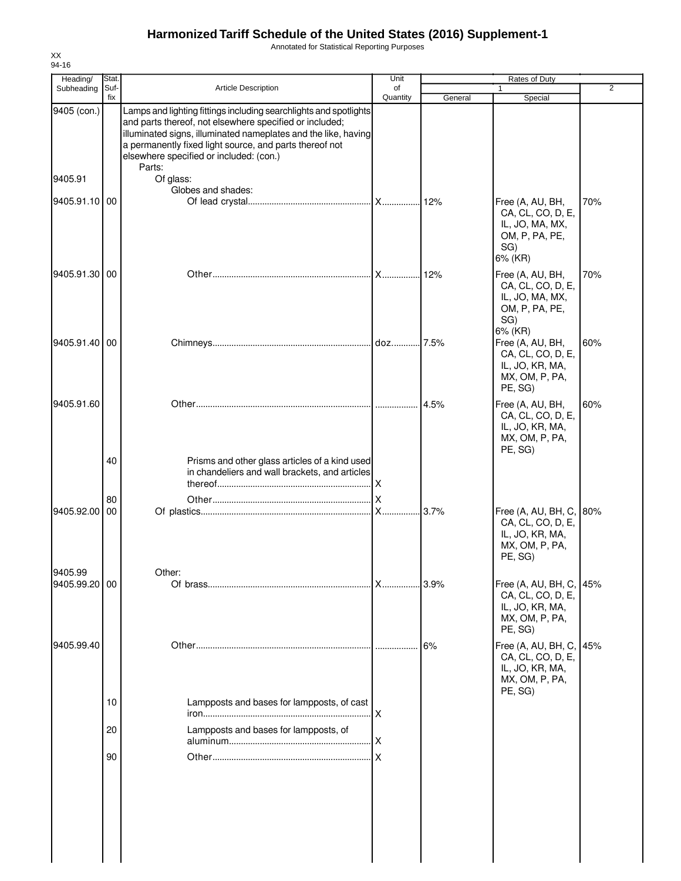# Harmonized Tariff Schedule of the United States (2016) Supplement-1

Annotated for Statistical Reporting Purposes

XX
94-16

| Heading/ Subheading | Stat. Suf- fix | Article Description | Unit of Quantity | Rates of Duty 1 General | Special | 2 |
|---|---|---|---|---|---|---|
| 9405 (con.) | | Lamps and lighting fittings including searchlights and spotlights and parts thereof, not elsewhere specified or included; illuminated signs, illuminated nameplates and the like, having a permanently fixed light source, and parts thereof not elsewhere specified or included: (con.) | | | | |
| | | Parts: | | | | |
| 9405.91 | | Of glass: | | | | |
| | | Globes and shades: | | | | |
| 9405.91.10 | 00 | Of lead crystal | X | 12% | Free (A, AU, BH, CA, CL, CO, D, E, IL, JO, MA, MX, OM, P, PA, PE, SG) 6% (KR) | 70% |
| 9405.91.30 | 00 | Other | X | 12% | Free (A, AU, BH, CA, CL, CO, D, E, IL, JO, MA, MX, OM, P, PA, PE, SG) 6% (KR) | 70% |
| 9405.91.40 | 00 | Chimneys | doz. | 7.5% | Free (A, AU, BH, CA, CL, CO, D, E, IL, JO, KR, MA, MX, OM, P, PA, PE, SG) | 60% |
| 9405.91.60 | | Other | | 4.5% | Free (A, AU, BH, CA, CL, CO, D, E, IL, JO, KR, MA, MX, OM, P, PA, PE, SG) | 60% |
| | 40 | Prisms and other glass articles of a kind used in chandeliers and wall brackets, and articles thereof | X | | | |
| | 80 | Other | X | | | |
| 9405.92.00 | 00 | Of plastics | X | 3.7% | Free (A, AU, BH, C, CA, CL, CO, D, E, IL, JO, KR, MA, MX, OM, P, PA, PE, SG) | 80% |
| 9405.99 | | Other: | | | | |
| 9405.99.20 | 00 | Of brass | X | 3.9% | Free (A, AU, BH, C, CA, CL, CO, D, E, IL, JO, KR, MA, MX, OM, P, PA, PE, SG) | 45% |
| 9405.99.40 | | Other | | 6% | Free (A, AU, BH, C, CA, CL, CO, D, E, IL, JO, KR, MA, MX, OM, P, PA, PE, SG) | 45% |
| | 10 | Lampposts and bases for lampposts, of cast iron | X | | | |
| | 20 | Lampposts and bases for lampposts, of aluminum | X | | | |
| | 90 | Other | X | | | |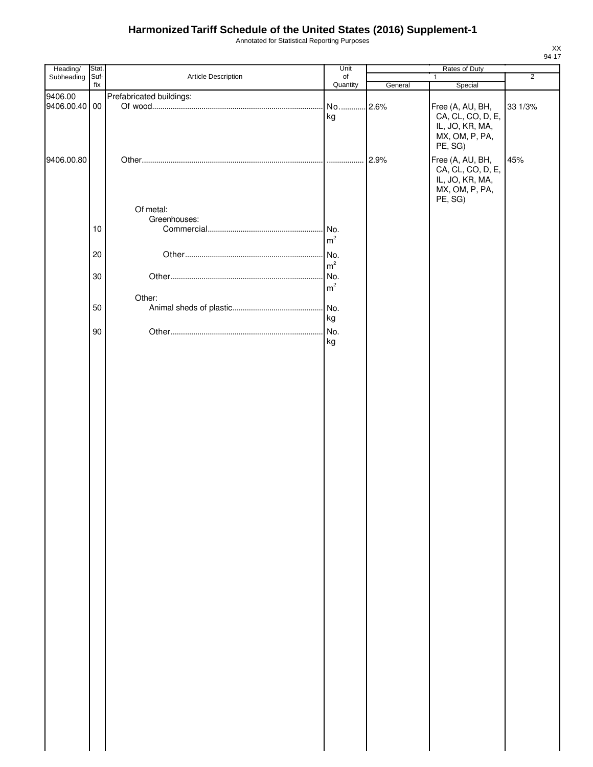# Harmonized Tariff Schedule of the United States (2016) Supplement-1

Annotated for Statistical Reporting Purposes

XX
94-17

| Heading/ Subheading | Stat. Suf- fix | Article Description | Unit of Quantity | Rates of Duty 1 General | Rates of Duty 1 Special | Rates of Duty 2 |
|---|---|---|---|---|---|---|
| 9406.00 | | Prefabricated buildings: | | | | |
| 9406.00.40 | 00 | Of wood | No. kg | 2.6% | Free (A, AU, BH, CA, CL, CO, D, E, IL, JO, KR, MA, MX, OM, P, PA, PE, SG) | 33 1/3% |
| 9406.00.80 | | Other | | 2.9% | Free (A, AU, BH, CA, CL, CO, D, E, IL, JO, KR, MA, MX, OM, P, PA, PE, SG) | 45% |
| | | Of metal: | | | | |
| | | Greenhouses: | | | | |
| | 10 | Commercial | No. $m^2$ | | | |
| | 20 | Other | No. $m^2$ | | | |
| | 30 | Other | No. $m^2$ | | | |
| | | Other: | | | | |
| | 50 | Animal sheds of plastic | No. kg | | | |
| | 90 | Other | No. kg | | | |